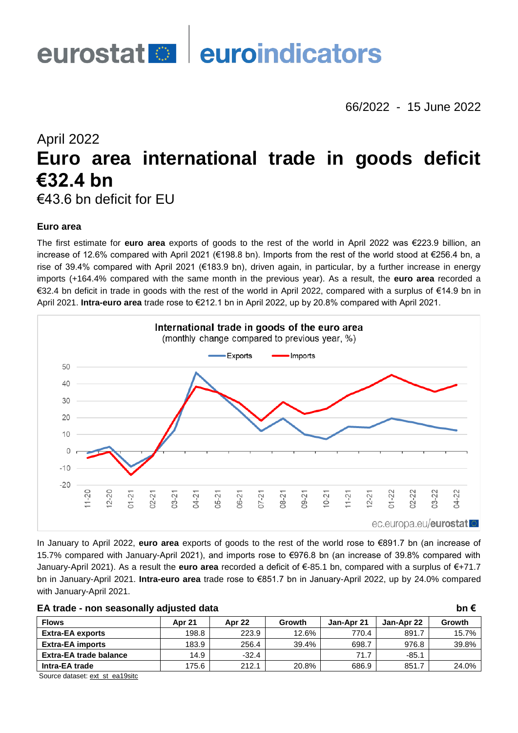eurostat euroindicators

66/2022 - 15 June 2022

April 2022

# Euro area international trade in goods deficit €32.4 bn

€43.6 bn deficit for EU

### Euro area

The first estimate for **euro area** exports of goods to the rest of the world in April 2022 was €223.9 billion, an increase of 12.6% compared with April 2021 (€198.8 bn). Imports from the rest of the world stood at €256.4 bn, a rise of 39.4% compared with April 2021 (€183.9 bn), driven again, in particular, by a further increase in energy imports (+164.4% compared with the same month in the previous year). As a result, the **euro area** recorded a €32.4 bn deficit in trade in goods with the rest of the world in April 2022, compared with a surplus of €14.9 bn in April 2021. **Intra-euro area** trade rose to €212.1 bn in April 2022, up by 20.8% compared with April 2021.

**International trade in goods of the euro area**
(monthly change compared to previous year, %)

In January to April 2022, **euro area** exports of goods to the rest of the world rose to €891.7 bn (an increase of 15.7% compared with January-April 2021), and imports rose to €976.8 bn (an increase of 39.8% compared with January-April 2021). As a result the **euro area** recorded a deficit of €-85.1 bn, compared with a surplus of €+71.7 bn in January-April 2021. **Intra-euro area** trade rose to €851.7 bn in January-April 2022, up by 24.0% compared with January-April 2021.

**EA trade - non seasonally adjusted data** **bn €**

| Flows | Apr 21 | Apr 22 | Growth | Jan-Apr 21 | Jan-Apr 22 | Growth |
|---|---|---|---|---|---|---|
| **Extra-EA exports** | 198.8 | 223.9 | 12.6% | 770.4 | 891.7 | 15.7% |
| **Extra-EA imports** | 183.9 | 256.4 | 39.4% | 698.7 | 976.8 | 39.8% |
| **Extra-EA trade balance** | 14.9 | -32.4 | | 71.7 | -85.1 | |
| **Intra-EA trade** | 175.6 | 212.1 | 20.8% | 686.9 | 851.7 | 24.0% |

Source dataset: ext_st_ea19sitc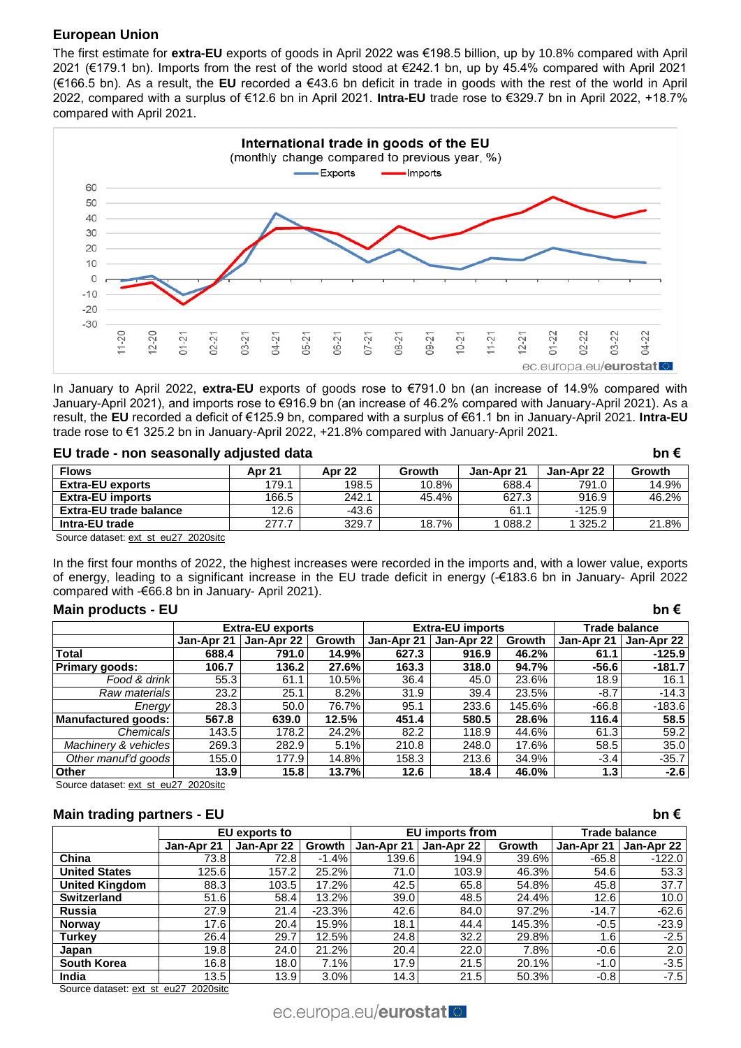## European Union

The first estimate for **extra-EU** exports of goods in April 2022 was €198.5 billion, up by 10.8% compared with April 2021 (€179.1 bn). Imports from the rest of the world stood at €242.1 bn, up by 45.4% compared with April 2021 (€166.5 bn). As a result, the **EU** recorded a €43.6 bn deficit in trade in goods with the rest of the world in April 2022, compared with a surplus of €12.6 bn in April 2021. **Intra-EU** trade rose to €329.7 bn in April 2022, +18.7% compared with April 2021.

**International trade in goods of the EU**
(monthly change compared to previous year, %)

In January to April 2022, **extra-EU** exports of goods rose to €791.0 bn (an increase of 14.9% compared with January-April 2021), and imports rose to €916.9 bn (an increase of 46.2% compared with January-April 2021). As a result, the **EU** recorded a deficit of €125.9 bn, compared with a surplus of €61.1 bn in January-April 2021. **Intra-EU** trade rose to €1 325.2 bn in January-April 2022, +21.8% compared with January-April 2021.

### EU trade - non seasonally adjusted data — bn €

| Flows | Apr 21 | Apr 22 | Growth | Jan-Apr 21 | Jan-Apr 22 | Growth |
|---|---|---|---|---|---|---|
| **Extra-EU exports** | 179.1 | 198.5 | 10.8% | 688.4 | 791.0 | 14.9% |
| **Extra-EU imports** | 166.5 | 242.1 | 45.4% | 627.3 | 916.9 | 46.2% |
| **Extra-EU trade balance** | 12.6 | -43.6 | | 61.1 | -125.9 | |
| **Intra-EU trade** | 277.7 | 329.7 | 18.7% | 1 088.2 | 1 325.2 | 21.8% |

Source dataset: ext_st_eu27_2020sitc

In the first four months of 2022, the highest increases were recorded in the imports and, with a lower value, exports of energy, leading to a significant increase in the EU trade deficit in energy (-€183.6 bn in January- April 2022 compared with -€66.8 bn in January- April 2021).

### Main products - EU — bn €

| | Extra-EU exports | | | Extra-EU imports | | | Trade balance | |
|---|---|---|---|---|---|---|---|---|
| | Jan-Apr 21 | Jan-Apr 22 | Growth | Jan-Apr 21 | Jan-Apr 22 | Growth | Jan-Apr 21 | Jan-Apr 22 |
| **Total** | **688.4** | **791.0** | **14.9%** | **627.3** | **916.9** | **46.2%** | **61.1** | **-125.9** |
| **Primary goods:** | **106.7** | **136.2** | **27.6%** | **163.3** | **318.0** | **94.7%** | **-56.6** | **-181.7** |
| *Food & drink* | 55.3 | 61.1 | 10.5% | 36.4 | 45.0 | 23.6% | 18.9 | 16.1 |
| *Raw materials* | 23.2 | 25.1 | 8.2% | 31.9 | 39.4 | 23.5% | -8.7 | -14.3 |
| *Energy* | 28.3 | 50.0 | 76.7% | 95.1 | 233.6 | 145.6% | -66.8 | -183.6 |
| **Manufactured goods:** | **567.8** | **639.0** | **12.5%** | **451.4** | **580.5** | **28.6%** | **116.4** | **58.5** |
| *Chemicals* | 143.5 | 178.2 | 24.2% | 82.2 | 118.9 | 44.6% | 61.3 | 59.2 |
| *Machinery & vehicles* | 269.3 | 282.9 | 5.1% | 210.8 | 248.0 | 17.6% | 58.5 | 35.0 |
| *Other manuf'd goods* | 155.0 | 177.9 | 14.8% | 158.3 | 213.6 | 34.9% | -3.4 | -35.7 |
| **Other** | **13.9** | **15.8** | **13.7%** | **12.6** | **18.4** | **46.0%** | **1.3** | **-2.6** |

Source dataset: ext_st_eu27_2020sitc

### Main trading partners - EU — bn €

| | EU exports to | | | EU imports from | | | Trade balance | |
|---|---|---|---|---|---|---|---|---|
| | Jan-Apr 21 | Jan-Apr 22 | Growth | Jan-Apr 21 | Jan-Apr 22 | Growth | Jan-Apr 21 | Jan-Apr 22 |
| **China** | 73.8 | 72.8 | -1.4% | 139.6 | 194.9 | 39.6% | -65.8 | -122.0 |
| **United States** | 125.6 | 157.2 | 25.2% | 71.0 | 103.9 | 46.3% | 54.6 | 53.3 |
| **United Kingdom** | 88.3 | 103.5 | 17.2% | 42.5 | 65.8 | 54.8% | 45.8 | 37.7 |
| **Switzerland** | 51.6 | 58.4 | 13.2% | 39.0 | 48.5 | 24.4% | 12.6 | 10.0 |
| **Russia** | 27.9 | 21.4 | -23.3% | 42.6 | 84.0 | 97.2% | -14.7 | -62.6 |
| **Norway** | 17.6 | 20.4 | 15.9% | 18.1 | 44.4 | 145.3% | -0.5 | -23.9 |
| **Turkey** | 26.4 | 29.7 | 12.5% | 24.8 | 32.2 | 29.8% | 1.6 | -2.5 |
| **Japan** | 19.8 | 24.0 | 21.2% | 20.4 | 22.0 | 7.8% | -0.6 | 2.0 |
| **South Korea** | 16.8 | 18.0 | 7.1% | 17.9 | 21.5 | 20.1% | -1.0 | -3.5 |
| **India** | 13.5 | 13.9 | 3.0% | 14.3 | 21.5 | 50.3% | -0.8 | -7.5 |

Source dataset: ext_st_eu27_2020sitc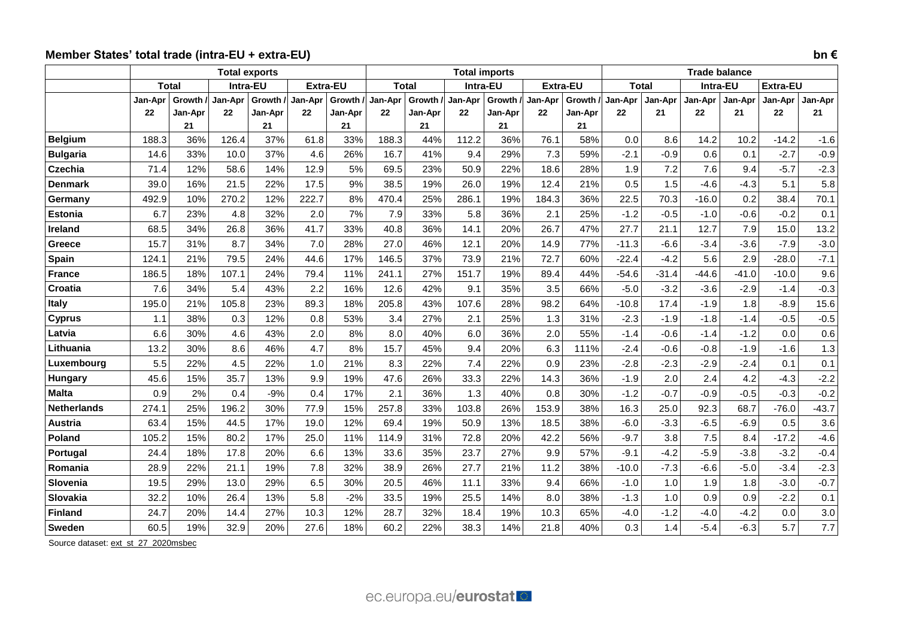**Member States' total trade (intra-EU + extra-EU)** **bn €**

| | Total exports | | | | | | Total imports | | | | | | Trade balance | | | | | |
|---|---|---|---|---|---|---|---|---|---|---|---|---|---|---|---|---|---|---|
| | Total | | Intra-EU | | Extra-EU | | Total | | Intra-EU | | Extra-EU | | Total | | Intra-EU | | Extra-EU | |
| | Jan-Apr 22 | Growth / Jan-Apr 21 | Jan-Apr 22 | Growth / Jan-Apr 21 | Jan-Apr 22 | Growth / Jan-Apr 21 | Jan-Apr 22 | Growth / Jan-Apr 21 | Jan-Apr 22 | Growth / Jan-Apr 21 | Jan-Apr 22 | Growth / Jan-Apr 21 | Jan-Apr 22 | Jan-Apr 21 | Jan-Apr 22 | Jan-Apr 21 | Jan-Apr 22 | Jan-Apr 21 |
| **Belgium** | 188.3 | 36% | 126.4 | 37% | 61.8 | 33% | 188.3 | 44% | 112.2 | 36% | 76.1 | 58% | 0.0 | 8.6 | 14.2 | 10.2 | -14.2 | -1.6 |
| **Bulgaria** | 14.6 | 33% | 10.0 | 37% | 4.6 | 26% | 16.7 | 41% | 9.4 | 29% | 7.3 | 59% | -2.1 | -0.9 | 0.6 | 0.1 | -2.7 | -0.9 |
| **Czechia** | 71.4 | 12% | 58.6 | 14% | 12.9 | 5% | 69.5 | 23% | 50.9 | 22% | 18.6 | 28% | 1.9 | 7.2 | 7.6 | 9.4 | -5.7 | -2.3 |
| **Denmark** | 39.0 | 16% | 21.5 | 22% | 17.5 | 9% | 38.5 | 19% | 26.0 | 19% | 12.4 | 21% | 0.5 | 1.5 | -4.6 | -4.3 | 5.1 | 5.8 |
| **Germany** | 492.9 | 10% | 270.2 | 12% | 222.7 | 8% | 470.4 | 25% | 286.1 | 19% | 184.3 | 36% | 22.5 | 70.3 | -16.0 | 0.2 | 38.4 | 70.1 |
| **Estonia** | 6.7 | 23% | 4.8 | 32% | 2.0 | 7% | 7.9 | 33% | 5.8 | 36% | 2.1 | 25% | -1.2 | -0.5 | -1.0 | -0.6 | -0.2 | 0.1 |
| **Ireland** | 68.5 | 34% | 26.8 | 36% | 41.7 | 33% | 40.8 | 36% | 14.1 | 20% | 26.7 | 47% | 27.7 | 21.1 | 12.7 | 7.9 | 15.0 | 13.2 |
| **Greece** | 15.7 | 31% | 8.7 | 34% | 7.0 | 28% | 27.0 | 46% | 12.1 | 20% | 14.9 | 77% | -11.3 | -6.6 | -3.4 | -3.6 | -7.9 | -3.0 |
| **Spain** | 124.1 | 21% | 79.5 | 24% | 44.6 | 17% | 146.5 | 37% | 73.9 | 21% | 72.7 | 60% | -22.4 | -4.2 | 5.6 | 2.9 | -28.0 | -7.1 |
| **France** | 186.5 | 18% | 107.1 | 24% | 79.4 | 11% | 241.1 | 27% | 151.7 | 19% | 89.4 | 44% | -54.6 | -31.4 | -44.6 | -41.0 | -10.0 | 9.6 |
| **Croatia** | 7.6 | 34% | 5.4 | 43% | 2.2 | 16% | 12.6 | 42% | 9.1 | 35% | 3.5 | 66% | -5.0 | -3.2 | -3.6 | -2.9 | -1.4 | -0.3 |
| **Italy** | 195.0 | 21% | 105.8 | 23% | 89.3 | 18% | 205.8 | 43% | 107.6 | 28% | 98.2 | 64% | -10.8 | 17.4 | -1.9 | 1.8 | -8.9 | 15.6 |
| **Cyprus** | 1.1 | 38% | 0.3 | 12% | 0.8 | 53% | 3.4 | 27% | 2.1 | 25% | 1.3 | 31% | -2.3 | -1.9 | -1.8 | -1.4 | -0.5 | -0.5 |
| **Latvia** | 6.6 | 30% | 4.6 | 43% | 2.0 | 8% | 8.0 | 40% | 6.0 | 36% | 2.0 | 55% | -1.4 | -0.6 | -1.4 | -1.2 | 0.0 | 0.6 |
| **Lithuania** | 13.2 | 30% | 8.6 | 46% | 4.7 | 8% | 15.7 | 45% | 9.4 | 20% | 6.3 | 111% | -2.4 | -0.6 | -0.8 | -1.9 | -1.6 | 1.3 |
| **Luxembourg** | 5.5 | 22% | 4.5 | 22% | 1.0 | 21% | 8.3 | 22% | 7.4 | 22% | 0.9 | 23% | -2.8 | -2.3 | -2.9 | -2.4 | 0.1 | 0.1 |
| **Hungary** | 45.6 | 15% | 35.7 | 13% | 9.9 | 19% | 47.6 | 26% | 33.3 | 22% | 14.3 | 36% | -1.9 | 2.0 | 2.4 | 4.2 | -4.3 | -2.2 |
| **Malta** | 0.9 | 2% | 0.4 | -9% | 0.4 | 17% | 2.1 | 36% | 1.3 | 40% | 0.8 | 30% | -1.2 | -0.7 | -0.9 | -0.5 | -0.3 | -0.2 |
| **Netherlands** | 274.1 | 25% | 196.2 | 30% | 77.9 | 15% | 257.8 | 33% | 103.8 | 26% | 153.9 | 38% | 16.3 | 25.0 | 92.3 | 68.7 | -76.0 | -43.7 |
| **Austria** | 63.4 | 15% | 44.5 | 17% | 19.0 | 12% | 69.4 | 19% | 50.9 | 13% | 18.5 | 38% | -6.0 | -3.3 | -6.5 | -6.9 | 0.5 | 3.6 |
| **Poland** | 105.2 | 15% | 80.2 | 17% | 25.0 | 11% | 114.9 | 31% | 72.8 | 20% | 42.2 | 56% | -9.7 | 3.8 | 7.5 | 8.4 | -17.2 | -4.6 |
| **Portugal** | 24.4 | 18% | 17.8 | 20% | 6.6 | 13% | 33.6 | 35% | 23.7 | 27% | 9.9 | 57% | -9.1 | -4.2 | -5.9 | -3.8 | -3.2 | -0.4 |
| **Romania** | 28.9 | 22% | 21.1 | 19% | 7.8 | 32% | 38.9 | 26% | 27.7 | 21% | 11.2 | 38% | -10.0 | -7.3 | -6.6 | -5.0 | -3.4 | -2.3 |
| **Slovenia** | 19.5 | 29% | 13.0 | 29% | 6.5 | 30% | 20.5 | 46% | 11.1 | 33% | 9.4 | 66% | -1.0 | 1.0 | 1.9 | 1.8 | -3.0 | -0.7 |
| **Slovakia** | 32.2 | 10% | 26.4 | 13% | 5.8 | -2% | 33.5 | 19% | 25.5 | 14% | 8.0 | 38% | -1.3 | 1.0 | 0.9 | 0.9 | -2.2 | 0.1 |
| **Finland** | 24.7 | 20% | 14.4 | 27% | 10.3 | 12% | 28.7 | 32% | 18.4 | 19% | 10.3 | 65% | -4.0 | -1.2 | -4.0 | -4.2 | 0.0 | 3.0 |
| **Sweden** | 60.5 | 19% | 32.9 | 20% | 27.6 | 18% | 60.2 | 22% | 38.3 | 14% | 21.8 | 40% | 0.3 | 1.4 | -5.4 | -6.3 | 5.7 | 7.7 |

Source dataset: ext_st_27_2020msbec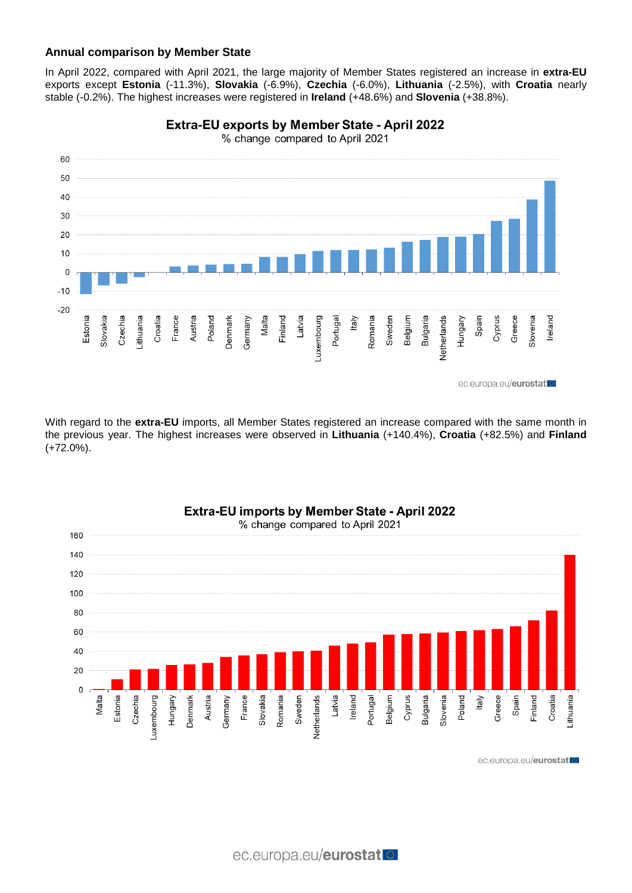### Annual comparison by Member State

In April 2022, compared with April 2021, the large majority of Member States registered an increase in **extra-EU** exports except **Estonia** (-11.3%), **Slovakia** (-6.9%), **Czechia** (-6.0%), **Lithuania** (-2.5%), with **Croatia** nearly stable (-0.2%). The highest increases were registered in **Ireland** (+48.6%) and **Slovenia** (+38.8%).

**Extra-EU exports by Member State - April 2022**

% change compared to April 2021

ec.europa.eu/eurostat

With regard to the **extra-EU** imports, all Member States registered an increase compared with the same month in the previous year. The highest increases were observed in **Lithuania** (+140.4%), **Croatia** (+82.5%) and **Finland** (+72.0%).

**Extra-EU imports by Member State - April 2022**

% change compared to April 2021

ec.europa.eu/eurostat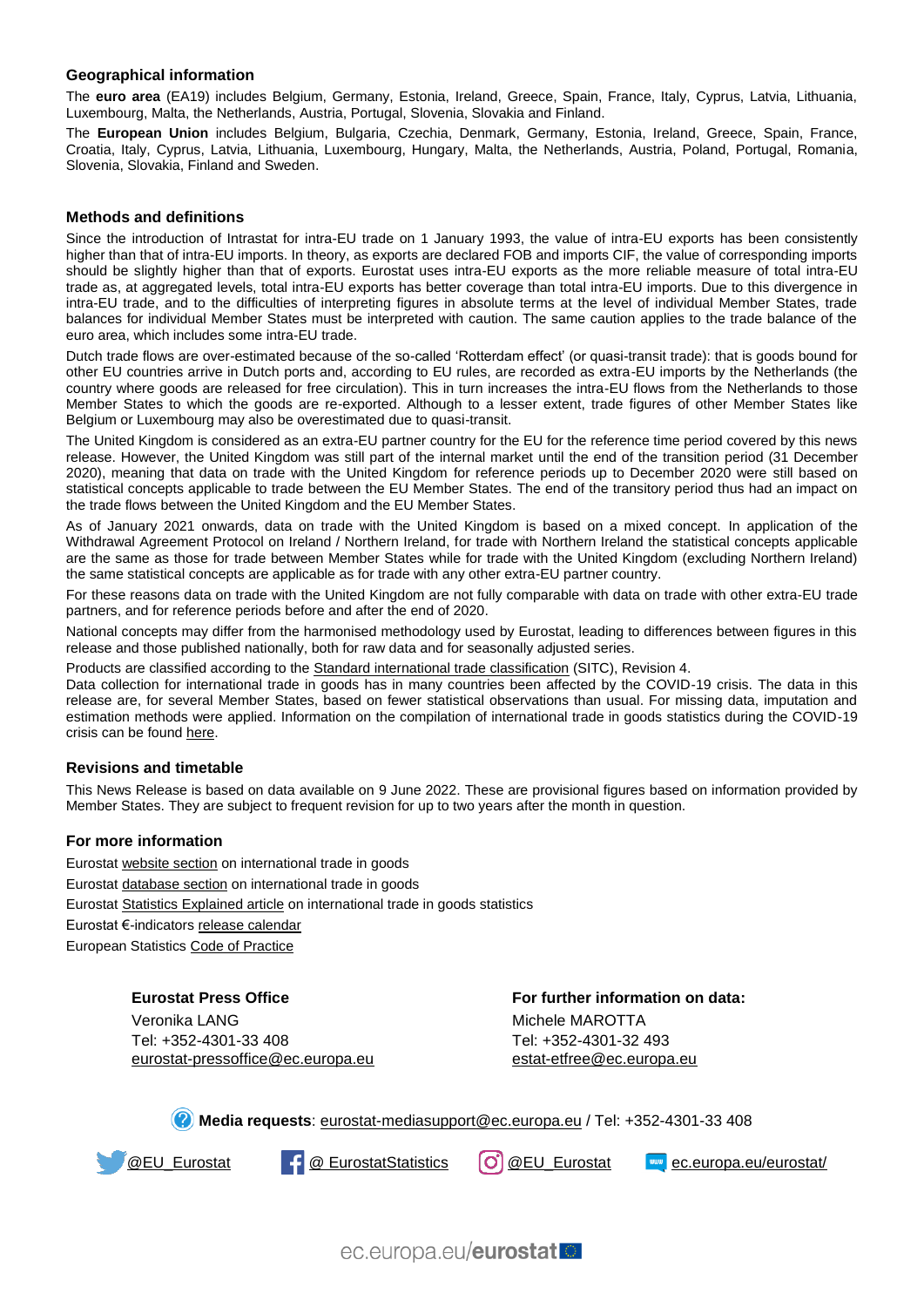## Geographical information

The **euro area** (EA19) includes Belgium, Germany, Estonia, Ireland, Greece, Spain, France, Italy, Cyprus, Latvia, Lithuania, Luxembourg, Malta, the Netherlands, Austria, Portugal, Slovenia, Slovakia and Finland.

The **European Union** includes Belgium, Bulgaria, Czechia, Denmark, Germany, Estonia, Ireland, Greece, Spain, France, Croatia, Italy, Cyprus, Latvia, Lithuania, Luxembourg, Hungary, Malta, the Netherlands, Austria, Poland, Portugal, Romania, Slovenia, Slovakia, Finland and Sweden.

## Methods and definitions

Since the introduction of Intrastat for intra-EU trade on 1 January 1993, the value of intra-EU exports has been consistently higher than that of intra-EU imports. In theory, as exports are declared FOB and imports CIF, the value of corresponding imports should be slightly higher than that of exports. Eurostat uses intra-EU exports as the more reliable measure of total intra-EU trade as, at aggregated levels, total intra-EU exports has better coverage than total intra-EU imports. Due to this divergence in intra-EU trade, and to the difficulties of interpreting figures in absolute terms at the level of individual Member States, trade balances for individual Member States must be interpreted with caution. The same caution applies to the trade balance of the euro area, which includes some intra-EU trade.

Dutch trade flows are over-estimated because of the so-called 'Rotterdam effect' (or quasi-transit trade): that is goods bound for other EU countries arrive in Dutch ports and, according to EU rules, are recorded as extra-EU imports by the Netherlands (the country where goods are released for free circulation). This in turn increases the intra-EU flows from the Netherlands to those Member States to which the goods are re-exported. Although to a lesser extent, trade figures of other Member States like Belgium or Luxembourg may also be overestimated due to quasi-transit.

The United Kingdom is considered as an extra-EU partner country for the EU for the reference time period covered by this news release. However, the United Kingdom was still part of the internal market until the end of the transition period (31 December 2020), meaning that data on trade with the United Kingdom for reference periods up to December 2020 were still based on statistical concepts applicable to trade between the EU Member States. The end of the transitory period thus had an impact on the trade flows between the United Kingdom and the EU Member States.

As of January 2021 onwards, data on trade with the United Kingdom is based on a mixed concept. In application of the Withdrawal Agreement Protocol on Ireland / Northern Ireland, for trade with Northern Ireland the statistical concepts applicable are the same as those for trade between Member States while for trade with the United Kingdom (excluding Northern Ireland) the same statistical concepts are applicable as for trade with any other extra-EU partner country.

For these reasons data on trade with the United Kingdom are not fully comparable with data on trade with other extra-EU trade partners, and for reference periods before and after the end of 2020.

National concepts may differ from the harmonised methodology used by Eurostat, leading to differences between figures in this release and those published nationally, both for raw data and for seasonally adjusted series.

Products are classified according to the Standard international trade classification (SITC), Revision 4.

Data collection for international trade in goods has in many countries been affected by the COVID-19 crisis. The data in this release are, for several Member States, based on fewer statistical observations than usual. For missing data, imputation and estimation methods were applied. Information on the compilation of international trade in goods statistics during the COVID-19 crisis can be found here.

## Revisions and timetable

This News Release is based on data available on 9 June 2022. These are provisional figures based on information provided by Member States. They are subject to frequent revision for up to two years after the month in question.

## For more information

Eurostat website section on international trade in goods

Eurostat database section on international trade in goods

Eurostat Statistics Explained article on international trade in goods statistics

Eurostat €-indicators release calendar

European Statistics Code of Practice

**Eurostat Press Office**

Veronika LANG

Tel: +352-4301-33 408

eurostat-pressoffice@ec.europa.eu

**For further information on data:**

Michele MAROTTA

Tel: +352-4301-32 493

estat-etfree@ec.europa.eu

**Media requests**: eurostat-mediasupport@ec.europa.eu / Tel: +352-4301-33 408

@EU_Eurostat @ EurostatStatistics @EU_Eurostat ec.europa.eu/eurostat/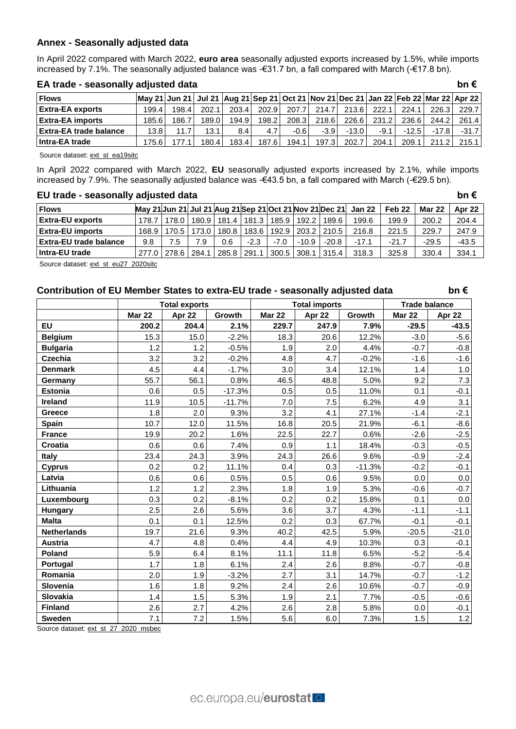## Annex - Seasonally adjusted data

In April 2022 compared with March 2022, **euro area** seasonally adjusted exports increased by 1.5%, while imports increased by 7.1%. The seasonally adjusted balance was -€31.7 bn, a fall compared with March (-€17.8 bn).

### EA trade - seasonally adjusted data

bn €

| Flows | May 21 | Jun 21 | Jul 21 | Aug 21 | Sep 21 | Oct 21 | Nov 21 | Dec 21 | Jan 22 | Feb 22 | Mar 22 | Apr 22 |
|---|---|---|---|---|---|---|---|---|---|---|---|---|
| **Extra-EA exports** | 199.4 | 198.4 | 202.1 | 203.4 | 202.9 | 207.7 | 214.7 | 213.6 | 222.1 | 224.1 | 226.3 | 229.7 |
| **Extra-EA imports** | 185.6 | 186.7 | 189.0 | 194.9 | 198.2 | 208.3 | 218.6 | 226.6 | 231.2 | 236.6 | 244.2 | 261.4 |
| **Extra-EA trade balance** | 13.8 | 11.7 | 13.1 | 8.4 | 4.7 | -0.6 | -3.9 | -13.0 | -9.1 | -12.5 | -17.8 | -31.7 |
| **Intra-EA trade** | 175.6 | 177.1 | 180.4 | 183.4 | 187.6 | 194.1 | 197.3 | 202.7 | 204.1 | 209.1 | 211.2 | 215.1 |

Source dataset: ext_st_ea19sitc

In April 2022 compared with March 2022, **EU** seasonally adjusted exports increased by 2.1%, while imports increased by 7.9%. The seasonally adjusted balance was -€43.5 bn, a fall compared with March (-€29.5 bn).

### EU trade - seasonally adjusted data

bn €

| Flows | May 21 | Jun 21 | Jul 21 | Aug 21 | Sep 21 | Oct 21 | Nov 21 | Dec 21 | Jan 22 | Feb 22 | Mar 22 | Apr 22 |
|---|---|---|---|---|---|---|---|---|---|---|---|---|
| **Extra-EU exports** | 178.7 | 178.0 | 180.9 | 181.4 | 181.3 | 185.9 | 192.2 | 189.6 | 199.6 | 199.9 | 200.2 | 204.4 |
| **Extra-EU imports** | 168.9 | 170.5 | 173.0 | 180.8 | 183.6 | 192.9 | 203.2 | 210.5 | 216.8 | 221.5 | 229.7 | 247.9 |
| **Extra-EU trade balance** | 9.8 | 7.5 | 7.9 | 0.6 | -2.3 | -7.0 | -10.9 | -20.8 | -17.1 | -21.7 | -29.5 | -43.5 |
| **Intra-EU trade** | 277.0 | 278.6 | 284.1 | 285.8 | 291.1 | 300.5 | 308.1 | 315.4 | 318.3 | 325.8 | 330.4 | 334.1 |

Source dataset: ext_st_eu27_2020sitc

### Contribution of EU Member States to extra-EU trade - seasonally adjusted data

bn €

| | Total exports | | | Total imports | | | Trade balance | |
|---|---|---|---|---|---|---|---|---|
| | **Mar 22** | **Apr 22** | **Growth** | **Mar 22** | **Apr 22** | **Growth** | **Mar 22** | **Apr 22** |
| **EU** | **200.2** | **204.4** | **2.1%** | **229.7** | **247.9** | **7.9%** | **-29.5** | **-43.5** |
| **Belgium** | 15.3 | 15.0 | -2.2% | 18.3 | 20.6 | 12.2% | -3.0 | -5.6 |
| **Bulgaria** | 1.2 | 1.2 | -0.5% | 1.9 | 2.0 | 4.4% | -0.7 | -0.8 |
| **Czechia** | 3.2 | 3.2 | -0.2% | 4.8 | 4.7 | -0.2% | -1.6 | -1.6 |
| **Denmark** | 4.5 | 4.4 | -1.7% | 3.0 | 3.4 | 12.1% | 1.4 | 1.0 |
| **Germany** | 55.7 | 56.1 | 0.8% | 46.5 | 48.8 | 5.0% | 9.2 | 7.3 |
| **Estonia** | 0.6 | 0.5 | -17.3% | 0.5 | 0.5 | 11.0% | 0.1 | -0.1 |
| **Ireland** | 11.9 | 10.5 | -11.7% | 7.0 | 7.5 | 6.2% | 4.9 | 3.1 |
| **Greece** | 1.8 | 2.0 | 9.3% | 3.2 | 4.1 | 27.1% | -1.4 | -2.1 |
| **Spain** | 10.7 | 12.0 | 11.5% | 16.8 | 20.5 | 21.9% | -6.1 | -8.6 |
| **France** | 19.9 | 20.2 | 1.6% | 22.5 | 22.7 | 0.6% | -2.6 | -2.5 |
| **Croatia** | 0.6 | 0.6 | 7.4% | 0.9 | 1.1 | 18.4% | -0.3 | -0.5 |
| **Italy** | 23.4 | 24.3 | 3.9% | 24.3 | 26.6 | 9.6% | -0.9 | -2.4 |
| **Cyprus** | 0.2 | 0.2 | 11.1% | 0.4 | 0.3 | -11.3% | -0.2 | -0.1 |
| **Latvia** | 0.6 | 0.6 | 0.5% | 0.5 | 0.6 | 9.5% | 0.0 | 0.0 |
| **Lithuania** | 1.2 | 1.2 | 2.3% | 1.8 | 1.9 | 5.3% | -0.6 | -0.7 |
| **Luxembourg** | 0.3 | 0.2 | -8.1% | 0.2 | 0.2 | 15.8% | 0.1 | 0.0 |
| **Hungary** | 2.5 | 2.6 | 5.6% | 3.6 | 3.7 | 4.3% | -1.1 | -1.1 |
| **Malta** | 0.1 | 0.1 | 12.5% | 0.2 | 0.3 | 67.7% | -0.1 | -0.1 |
| **Netherlands** | 19.7 | 21.6 | 9.3% | 40.2 | 42.5 | 5.9% | -20.5 | -21.0 |
| **Austria** | 4.7 | 4.8 | 0.4% | 4.4 | 4.9 | 10.3% | 0.3 | -0.1 |
| **Poland** | 5.9 | 6.4 | 8.1% | 11.1 | 11.8 | 6.5% | -5.2 | -5.4 |
| **Portugal** | 1.7 | 1.8 | 6.1% | 2.4 | 2.6 | 8.8% | -0.7 | -0.8 |
| **Romania** | 2.0 | 1.9 | -3.2% | 2.7 | 3.1 | 14.7% | -0.7 | -1.2 |
| **Slovenia** | 1.6 | 1.8 | 9.2% | 2.4 | 2.6 | 10.6% | -0.7 | -0.9 |
| **Slovakia** | 1.4 | 1.5 | 5.3% | 1.9 | 2.1 | 7.7% | -0.5 | -0.6 |
| **Finland** | 2.6 | 2.7 | 4.2% | 2.6 | 2.8 | 5.8% | 0.0 | -0.1 |
| **Sweden** | 7.1 | 7.2 | 1.5% | 5.6 | 6.0 | 7.3% | 1.5 | 1.2 |

Source dataset: ext_st_27_2020_msbec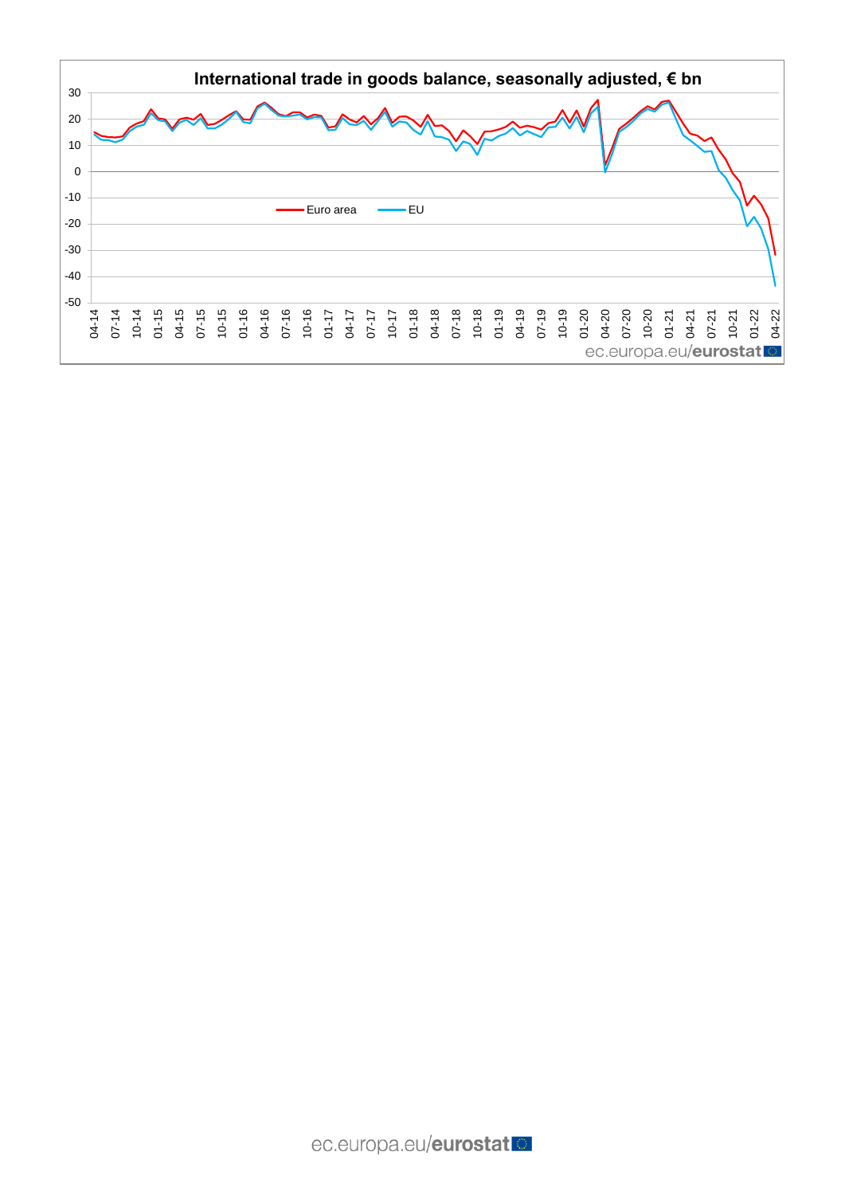International trade in goods balance, seasonally adjusted, € bn

30
20
10
0
-10
-20
-30
-40
-50

Euro area
EU

04-14
07-14
10-14
01-15
04-15
07-15
10-15
01-16
04-16
07-16
10-16
01-17
04-17
07-17
10-17
01-18
04-18
07-18
10-18
01-19
04-19
07-19
10-19
01-20
04-20
07-20
10-20
01-21
04-21
07-21
10-21
01-22
04-22

ec.europa.eu/eurostat